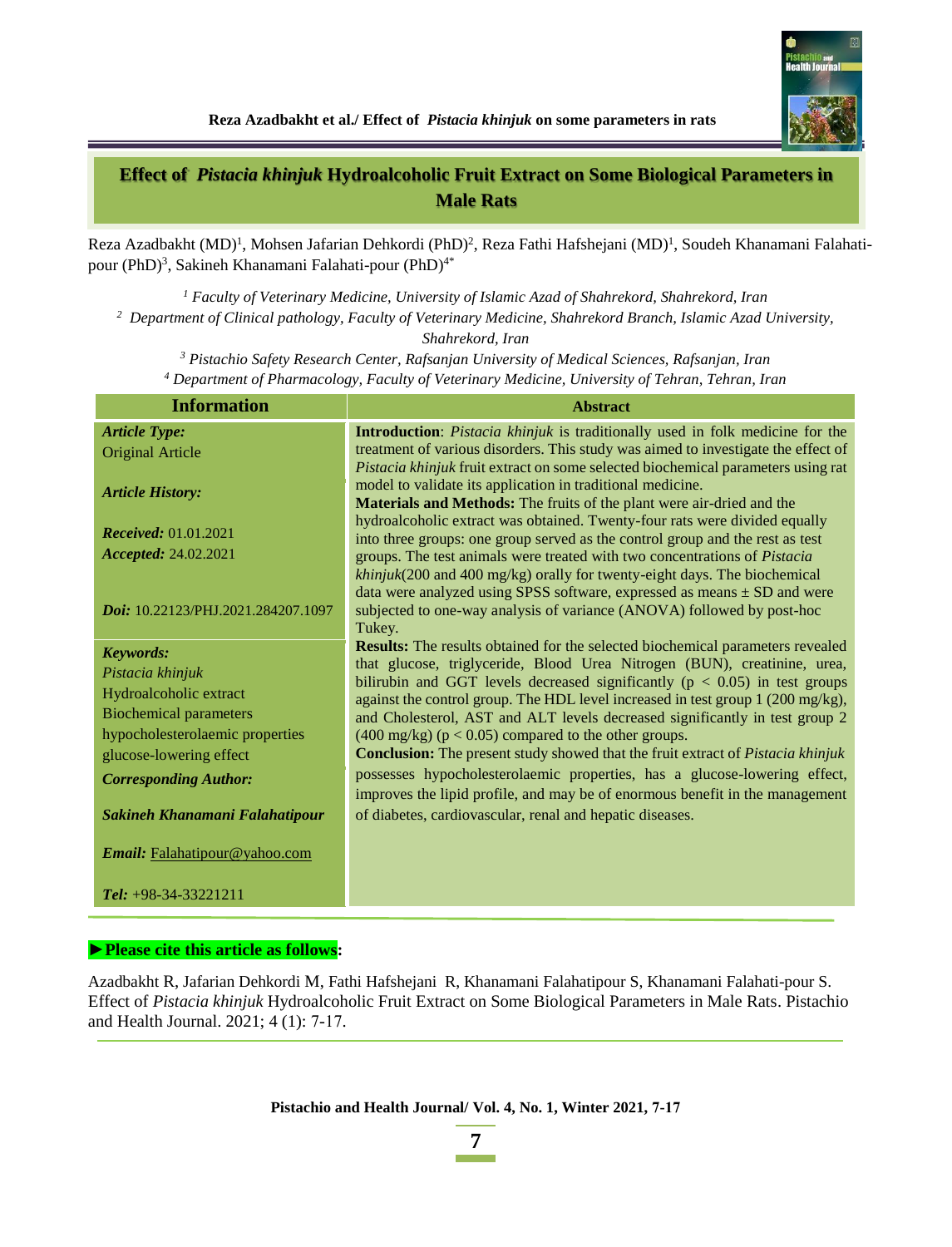# Effect of *Pistacia khinjuk* Hydroalcoholic Fruit Extract on Some Biological Parameters in Male Rats

Reza Azadbakht (MD)[1], Mohsen Jafarian Dehkordi (PhD)[2], Reza Fathi Hafshejani (MD)[1], Soudeh Khanamani Falahati-pour (PhD)[3], Sakineh Khanamani Falahati-pour (PhD)[4*]

[1] *Faculty of Veterinary Medicine, University of Islamic Azad of Shahrekord, Shahrekord, Iran*

[2] *Department of Clinical pathology, Faculty of Veterinary Medicine, Shahrekord Branch, Islamic Azad University, Shahrekord, Iran*

[3] *Pistachio Safety Research Center, Rafsanjan University of Medical Sciences, Rafsanjan, Iran*

[4] *Department of Pharmacology, Faculty of Veterinary Medicine, University of Tehran, Tehran, Iran*

## Information

***Article Type:*** Original Article

***Article History:***

***Received:*** 01.01.2021

***Accepted:*** 24.02.2021

***Doi:*** 10.22123/PHJ.2021.284207.1097

***Keywords:***

*Pistacia khinjuk*

Hydroalcoholic extract

Biochemical parameters

hypocholesterolaemic properties

glucose-lowering effect

***Corresponding Author:***

***Sakineh Khanamani Falahatipour***

***Email:*** Falahatipour@yahoo.com

***Tel:*** +98-34-33221211

## Abstract

**Introduction**: *Pistacia khinjuk* is traditionally used in folk medicine for the treatment of various disorders. This study was aimed to investigate the effect of *Pistacia khinjuk* fruit extract on some selected biochemical parameters using rat model to validate its application in traditional medicine.

**Materials and Methods:** The fruits of the plant were air-dried and the hydroalcoholic extract was obtained. Twenty-four rats were divided equally into three groups: one group served as the control group and the rest as test groups. The test animals were treated with two concentrations of *Pistacia khinjuk*(200 and 400 mg/kg) orally for twenty-eight days. The biochemical data were analyzed using SPSS software, expressed as means ± SD and were subjected to one-way analysis of variance (ANOVA) followed by post-hoc Tukey.

**Results:** The results obtained for the selected biochemical parameters revealed that glucose, triglyceride, Blood Urea Nitrogen (BUN), creatinine, urea, bilirubin and GGT levels decreased significantly ($p < 0.05$) in test groups against the control group. The HDL level increased in test group 1 (200 mg/kg), and Cholesterol, AST and ALT levels decreased significantly in test group 2 (400 mg/kg) ($p < 0.05$) compared to the other groups.

**Conclusion:** The present study showed that the fruit extract of *Pistacia khinjuk* possesses hypocholesterolaemic properties, has a glucose-lowering effect, improves the lipid profile, and may be of enormous benefit in the management of diabetes, cardiovascular, renal and hepatic diseases.

**►Please cite this article as follows:**

Azadbakht R, Jafarian Dehkordi M, Fathi Hafshejani R, Khanamani Falahatipour S, Khanamani Falahati-pour S. Effect of *Pistacia khinjuk* Hydroalcoholic Fruit Extract on Some Biological Parameters in Male Rats. Pistachio and Health Journal. 2021; 4 (1): 7-17.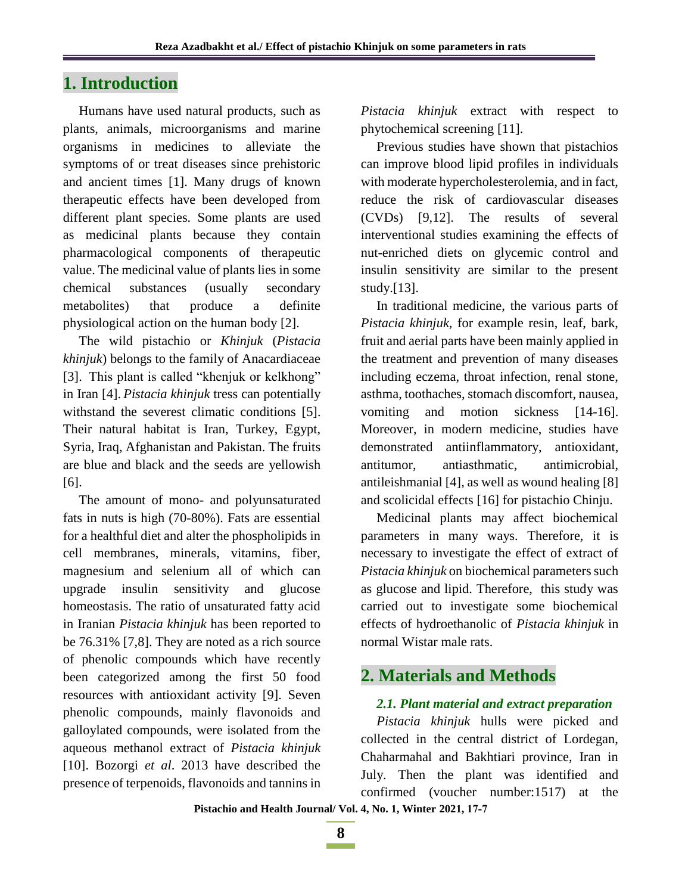## 1. Introduction

Humans have used natural products, such as plants, animals, microorganisms and marine organisms in medicines to alleviate the symptoms of or treat diseases since prehistoric and ancient times [1]. Many drugs of known therapeutic effects have been developed from different plant species. Some plants are used as medicinal plants because they contain pharmacological components of therapeutic value. The medicinal value of plants lies in some chemical substances (usually secondary metabolites) that produce a definite physiological action on the human body [2].

The wild pistachio or *Khinjuk* (*Pistacia khinjuk*) belongs to the family of Anacardiaceae [3]. This plant is called "khenjuk or kelkhong" in Iran [4]. *Pistacia khinjuk* tress can potentially withstand the severest climatic conditions [5]. Their natural habitat is Iran, Turkey, Egypt, Syria, Iraq, Afghanistan and Pakistan. The fruits are blue and black and the seeds are yellowish [6].

The amount of mono- and polyunsaturated fats in nuts is high (70-80%). Fats are essential for a healthful diet and alter the phospholipids in cell membranes, minerals, vitamins, fiber, magnesium and selenium all of which can upgrade insulin sensitivity and glucose homeostasis. The ratio of unsaturated fatty acid in Iranian *Pistacia khinjuk* has been reported to be 76.31% [7,8]. They are noted as a rich source of phenolic compounds which have recently been categorized among the first 50 food resources with antioxidant activity [9]. Seven phenolic compounds, mainly flavonoids and galloylated compounds, were isolated from the aqueous methanol extract of *Pistacia khinjuk* [10]. Bozorgi *et al*. 2013 have described the presence of terpenoids, flavonoids and tannins in *Pistacia khinjuk* extract with respect to phytochemical screening [11].

Previous studies have shown that pistachios can improve blood lipid profiles in individuals with moderate hypercholesterolemia, and in fact, reduce the risk of cardiovascular diseases (CVDs) [9,12]. The results of several interventional studies examining the effects of nut-enriched diets on glycemic control and insulin sensitivity are similar to the present study.[13].

In traditional medicine, the various parts of *Pistacia khinjuk*, for example resin, leaf, bark, fruit and aerial parts have been mainly applied in the treatment and prevention of many diseases including eczema, throat infection, renal stone, asthma, toothaches, stomach discomfort, nausea, vomiting and motion sickness [14-16]. Moreover, in modern medicine, studies have demonstrated antiinflammatory, antioxidant, antitumor, antiasthmatic, antimicrobial, antileishmanial [4], as well as wound healing [8] and scolicidal effects [16] for pistachio Chinju.

Medicinal plants may affect biochemical parameters in many ways. Therefore, it is necessary to investigate the effect of extract of *Pistacia khinjuk* on biochemical parameters such as glucose and lipid. Therefore, this study was carried out to investigate some biochemical effects of hydroethanolic of *Pistacia khinjuk* in normal Wistar male rats.

## 2. Materials and Methods

### *2.1. Plant material and extract preparation*

*Pistacia khinjuk* hulls were picked and collected in the central district of Lordegan, Chaharmahal and Bakhtiari province, Iran in July. Then the plant was identified and confirmed (voucher number:1517) at the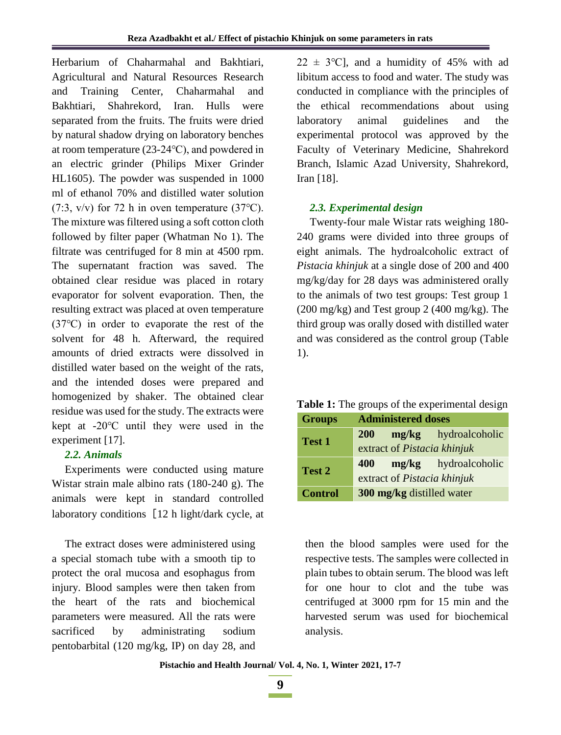Herbarium of Chaharmahal and Bakhtiari, Agricultural and Natural Resources Research and Training Center, Chaharmahal and Bakhtiari, Shahrekord, Iran. Hulls were separated from the fruits. The fruits were dried by natural shadow drying on laboratory benches at room temperature (23-24℃), and powdered in an electric grinder (Philips Mixer Grinder HL1605). The powder was suspended in 1000 ml of ethanol 70% and distilled water solution (7:3, v/v) for 72 h in oven temperature (37℃). The mixture was filtered using a soft cotton cloth followed by filter paper (Whatman No 1). The filtrate was centrifuged for 8 min at 4500 rpm. The supernatant fraction was saved. The obtained clear residue was placed in rotary evaporator for solvent evaporation. Then, the resulting extract was placed at oven temperature (37℃) in order to evaporate the rest of the solvent for 48 h. Afterward, the required amounts of dried extracts were dissolved in distilled water based on the weight of the rats, and the intended doses were prepared and homogenized by shaker. The obtained clear residue was used for the study. The extracts were kept at -20℃ until they were used in the experiment [17].

### *2.2. Animals*

Experiments were conducted using mature Wistar strain male albino rats (180-240 g). The animals were kept in standard controlled laboratory conditions ［12 h light/dark cycle, at 22 ± 3℃], and a humidity of 45% with ad libitum access to food and water. The study was conducted in compliance with the principles of the ethical recommendations about using laboratory animal guidelines and the experimental protocol was approved by the Faculty of Veterinary Medicine, Shahrekord Branch, Islamic Azad University, Shahrekord, Iran [18].

### *2.3. Experimental design*

Twenty-four male Wistar rats weighing 180-240 grams were divided into three groups of eight animals. The hydroalcoholic extract of *Pistacia khinjuk* at a single dose of 200 and 400 mg/kg/day for 28 days was administered orally to the animals of two test groups: Test group 1 (200 mg/kg) and Test group 2 (400 mg/kg). The third group was orally dosed with distilled water and was considered as the control group (Table 1).

**Table 1:** The groups of the experimental design

| Groups | Administered doses |
|---|---|
| **Test 1** | **200 mg/kg** hydroalcoholic extract of *Pistacia khinjuk* |
| **Test 2** | **400 mg/kg** hydroalcoholic extract of *Pistacia khinjuk* |
| **Control** | **300 mg/kg** distilled water |

The extract doses were administered using a special stomach tube with a smooth tip to protect the oral mucosa and esophagus from injury. Blood samples were then taken from the heart of the rats and biochemical parameters were measured. All the rats were sacrificed by administrating sodium pentobarbital (120 mg/kg, IP) on day 28, and then the blood samples were used for the respective tests. The samples were collected in plain tubes to obtain serum. The blood was left for one hour to clot and the tube was centrifuged at 3000 rpm for 15 min and the harvested serum was used for biochemical analysis.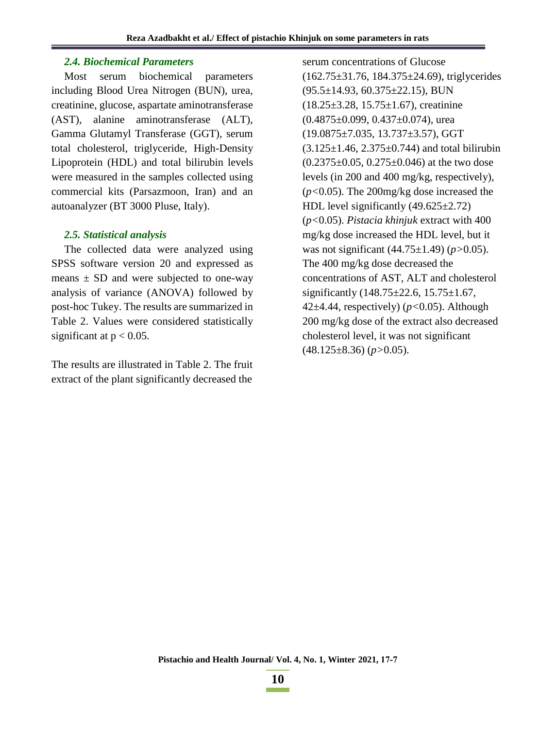### *2.4. Biochemical Parameters*

Most serum biochemical parameters including Blood Urea Nitrogen (BUN), urea, creatinine, glucose, aspartate aminotransferase (AST), alanine aminotransferase (ALT), Gamma Glutamyl Transferase (GGT), serum total cholesterol, triglyceride, High-Density Lipoprotein (HDL) and total bilirubin levels were measured in the samples collected using commercial kits (Parsazmoon, Iran) and an autoanalyzer (BT 3000 Pluse, Italy).

### *2.5. Statistical analysis*

The collected data were analyzed using SPSS software version 20 and expressed as means ± SD and were subjected to one-way analysis of variance (ANOVA) followed by post-hoc Tukey. The results are summarized in Table 2. Values were considered statistically significant at $p < 0.05$.

The results are illustrated in Table 2. The fruit extract of the plant significantly decreased the serum concentrations of Glucose (162.75±31.76, 184.375±24.69), triglycerides (95.5±14.93, 60.375±22.15), BUN (18.25±3.28, 15.75±1.67), creatinine (0.4875±0.099, 0.437±0.074), urea (19.0875±7.035, 13.737±3.57), GGT (3.125±1.46, 2.375±0.744) and total bilirubin (0.2375±0.05, 0.275±0.046) at the two dose levels (in 200 and 400 mg/kg, respectively), ($p<0.05$). The 200mg/kg dose increased the HDL level significantly (49.625±2.72) ($p<0.05$). *Pistacia khinjuk* extract with 400 mg/kg dose increased the HDL level, but it was not significant (44.75±1.49) ($p>0.05$). The 400 mg/kg dose decreased the concentrations of AST, ALT and cholesterol significantly (148.75±22.6, 15.75±1.67, 42±4.44, respectively) ($p<0.05$). Although 200 mg/kg dose of the extract also decreased cholesterol level, it was not significant (48.125±8.36) ($p>0.05$).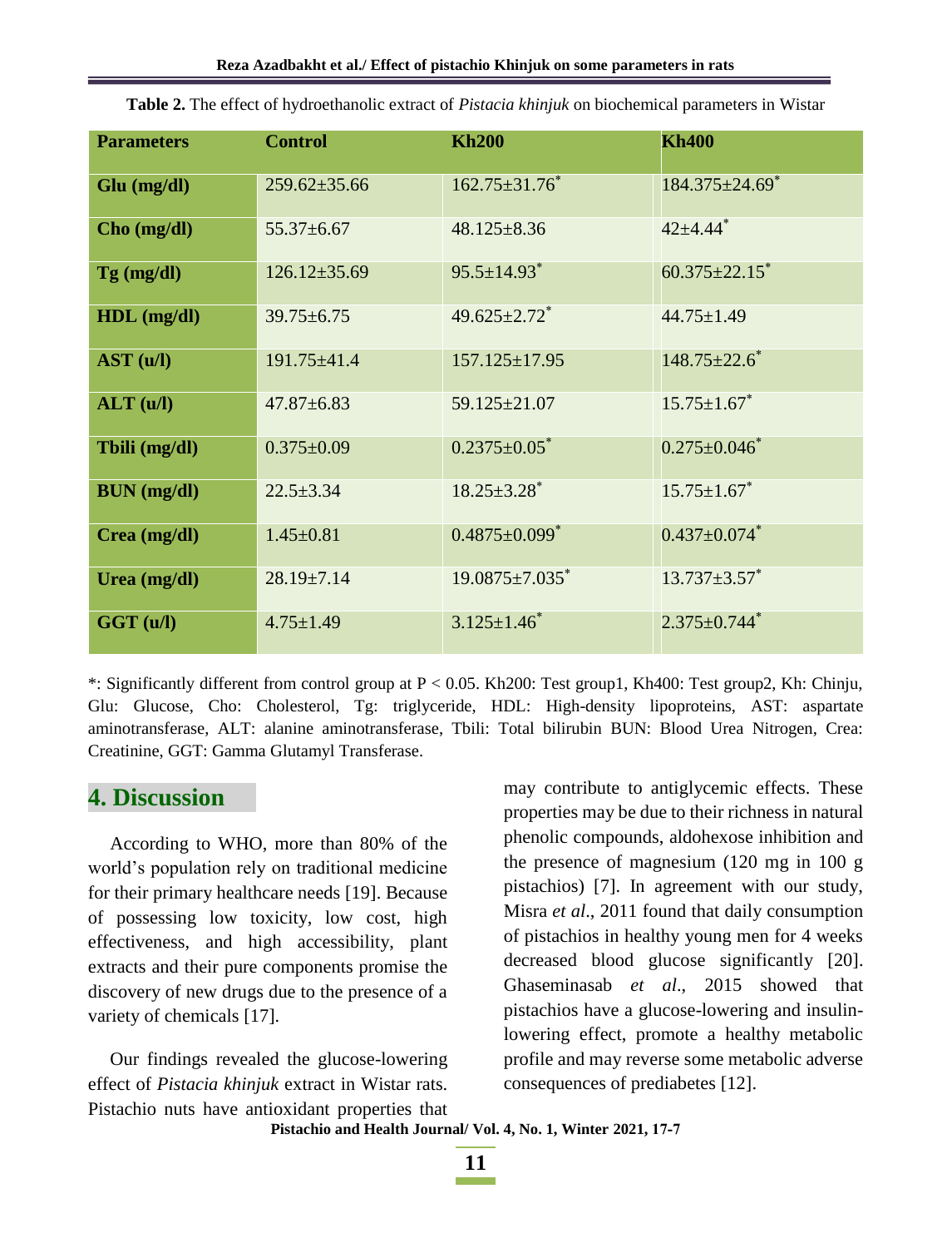**Table 2.** The effect of hydroethanolic extract of *Pistacia khinjuk* on biochemical parameters in Wistar

| Parameters | Control | Kh200 | Kh400 |
|---|---|---|---|
| Glu (mg/dl) | 259.62±35.66 | 162.75±31.76* | 184.375±24.69* |
| Cho (mg/dl) | 55.37±6.67 | 48.125±8.36 | 42±4.44* |
| Tg (mg/dl) | 126.12±35.69 | 95.5±14.93* | 60.375±22.15* |
| HDL (mg/dl) | 39.75±6.75 | 49.625±2.72* | 44.75±1.49 |
| AST (u/l) | 191.75±41.4 | 157.125±17.95 | 148.75±22.6* |
| ALT (u/l) | 47.87±6.83 | 59.125±21.07 | 15.75±1.67* |
| Tbili (mg/dl) | 0.375±0.09 | 0.2375±0.05* | 0.275±0.046* |
| BUN (mg/dl) | 22.5±3.34 | 18.25±3.28* | 15.75±1.67* |
| Crea (mg/dl) | 1.45±0.81 | 0.4875±0.099* | 0.437±0.074* |
| Urea (mg/dl) | 28.19±7.14 | 19.0875±7.035* | 13.737±3.57* |
| GGT (u/l) | 4.75±1.49 | 3.125±1.46* | 2.375±0.744* |

*: Significantly different from control group at $P < 0.05$. Kh200: Test group1, Kh400: Test group2, Kh: Chinju, Glu: Glucose, Cho: Cholesterol, Tg: triglyceride, HDL: High-density lipoproteins, AST: aspartate aminotransferase, ALT: alanine aminotransferase, Tbili: Total bilirubin BUN: Blood Urea Nitrogen, Crea: Creatinine, GGT: Gamma Glutamyl Transferase.

## 4. Discussion

According to WHO, more than 80% of the world's population rely on traditional medicine for their primary healthcare needs [19]. Because of possessing low toxicity, low cost, high effectiveness, and high accessibility, plant extracts and their pure components promise the discovery of new drugs due to the presence of a variety of chemicals [17].

Our findings revealed the glucose-lowering effect of *Pistacia khinjuk* extract in Wistar rats. Pistachio nuts have antioxidant properties that may contribute to antiglycemic effects. These properties may be due to their richness in natural phenolic compounds, aldohexose inhibition and the presence of magnesium (120 mg in 100 g pistachios) [7]. In agreement with our study, Misra *et al*., 2011 found that daily consumption of pistachios in healthy young men for 4 weeks decreased blood glucose significantly [20]. Ghaseminasab *et al*., 2015 showed that pistachios have a glucose-lowering and insulin-lowering effect, promote a healthy metabolic profile and may reverse some metabolic adverse consequences of prediabetes [12].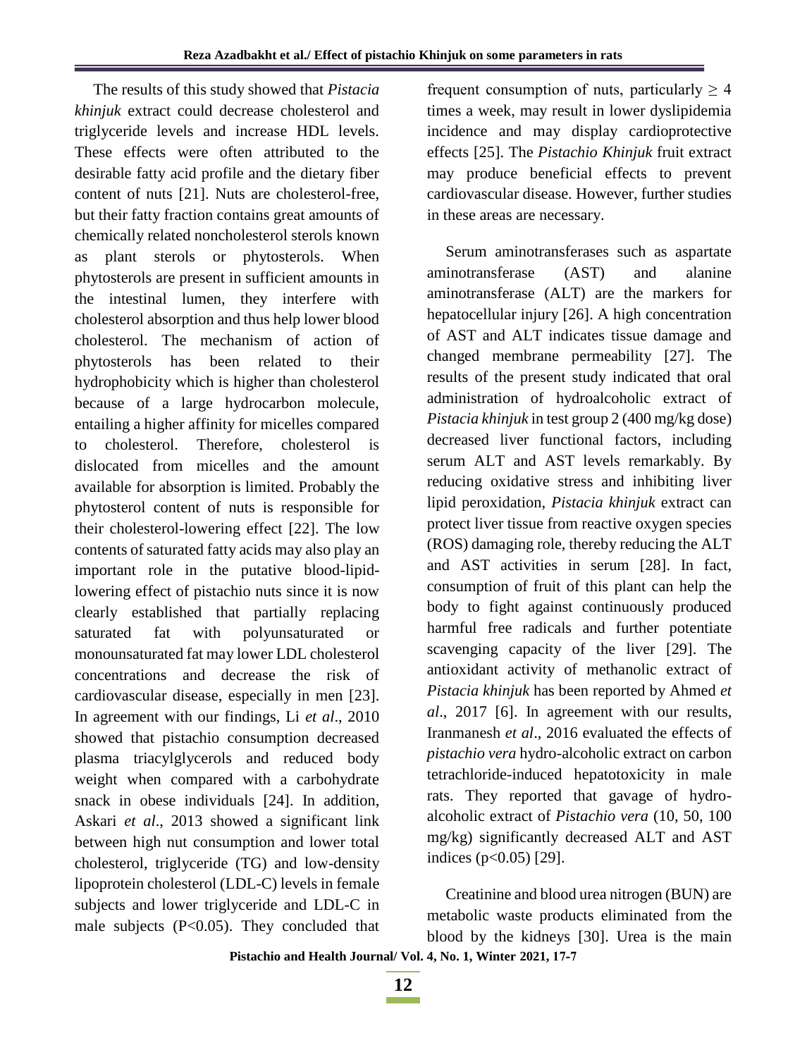The results of this study showed that *Pistacia khinjuk* extract could decrease cholesterol and triglyceride levels and increase HDL levels. These effects were often attributed to the desirable fatty acid profile and the dietary fiber content of nuts [21]. Nuts are cholesterol-free, but their fatty fraction contains great amounts of chemically related noncholesterol sterols known as plant sterols or phytosterols. When phytosterols are present in sufficient amounts in the intestinal lumen, they interfere with cholesterol absorption and thus help lower blood cholesterol. The mechanism of action of phytosterols has been related to their hydrophobicity which is higher than cholesterol because of a large hydrocarbon molecule, entailing a higher affinity for micelles compared to cholesterol. Therefore, cholesterol is dislocated from micelles and the amount available for absorption is limited. Probably the phytosterol content of nuts is responsible for their cholesterol-lowering effect [22]. The low contents of saturated fatty acids may also play an important role in the putative blood-lipid-lowering effect of pistachio nuts since it is now clearly established that partially replacing saturated fat with polyunsaturated or monounsaturated fat may lower LDL cholesterol concentrations and decrease the risk of cardiovascular disease, especially in men [23]. In agreement with our findings, Li *et al*., 2010 showed that pistachio consumption decreased plasma triacylglycerols and reduced body weight when compared with a carbohydrate snack in obese individuals [24]. In addition, Askari *et al*., 2013 showed a significant link between high nut consumption and lower total cholesterol, triglyceride (TG) and low-density lipoprotein cholesterol (LDL-C) levels in female subjects and lower triglyceride and LDL-C in male subjects ($P<0.05$). They concluded that frequent consumption of nuts, particularly $\geq 4$ times a week, may result in lower dyslipidemia incidence and may display cardioprotective effects [25]. The *Pistachio Khinjuk* fruit extract may produce beneficial effects to prevent cardiovascular disease. However, further studies in these areas are necessary.

Serum aminotransferases such as aspartate aminotransferase (AST) and alanine aminotransferase (ALT) are the markers for hepatocellular injury [26]. A high concentration of AST and ALT indicates tissue damage and changed membrane permeability [27]. The results of the present study indicated that oral administration of hydroalcoholic extract of *Pistacia khinjuk* in test group 2 (400 mg/kg dose) decreased liver functional factors, including serum ALT and AST levels remarkably. By reducing oxidative stress and inhibiting liver lipid peroxidation, *Pistacia khinjuk* extract can protect liver tissue from reactive oxygen species (ROS) damaging role, thereby reducing the ALT and AST activities in serum [28]. In fact, consumption of fruit of this plant can help the body to fight against continuously produced harmful free radicals and further potentiate scavenging capacity of the liver [29]. The antioxidant activity of methanolic extract of *Pistacia khinjuk* has been reported by Ahmed *et al*., 2017 [6]. In agreement with our results, Iranmanesh *et al*., 2016 evaluated the effects of *pistachio vera* hydro-alcoholic extract on carbon tetrachloride-induced hepatotoxicity in male rats. They reported that gavage of hydro-alcoholic extract of *Pistachio vera* (10, 50, 100 mg/kg) significantly decreased ALT and AST indices ($p<0.05$) [29].

Creatinine and blood urea nitrogen (BUN) are metabolic waste products eliminated from the blood by the kidneys [30]. Urea is the main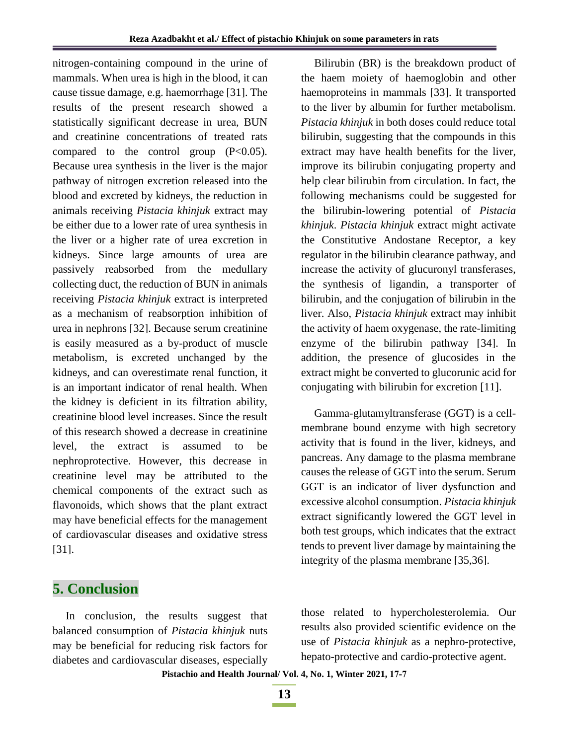nitrogen-containing compound in the urine of mammals. When urea is high in the blood, it can cause tissue damage, e.g. haemorrhage [31]. The results of the present research showed a statistically significant decrease in urea, BUN and creatinine concentrations of treated rats compared to the control group ($P<0.05$). Because urea synthesis in the liver is the major pathway of nitrogen excretion released into the blood and excreted by kidneys, the reduction in animals receiving *Pistacia khinjuk* extract may be either due to a lower rate of urea synthesis in the liver or a higher rate of urea excretion in kidneys. Since large amounts of urea are passively reabsorbed from the medullary collecting duct, the reduction of BUN in animals receiving *Pistacia khinjuk* extract is interpreted as a mechanism of reabsorption inhibition of urea in nephrons [32]. Because serum creatinine is easily measured as a by-product of muscle metabolism, is excreted unchanged by the kidneys, and can overestimate renal function, it is an important indicator of renal health. When the kidney is deficient in its filtration ability, creatinine blood level increases. Since the result of this research showed a decrease in creatinine level, the extract is assumed to be nephroprotective. However, this decrease in creatinine level may be attributed to the chemical components of the extract such as flavonoids, which shows that the plant extract may have beneficial effects for the management of cardiovascular diseases and oxidative stress [31].

Bilirubin (BR) is the breakdown product of the haem moiety of haemoglobin and other haemoproteins in mammals [33]. It transported to the liver by albumin for further metabolism. *Pistacia khinjuk* in both doses could reduce total bilirubin, suggesting that the compounds in this extract may have health benefits for the liver, improve its bilirubin conjugating property and help clear bilirubin from circulation. In fact, the following mechanisms could be suggested for the bilirubin-lowering potential of *Pistacia khinjuk*. *Pistacia khinjuk* extract might activate the Constitutive Andostane Receptor, a key regulator in the bilirubin clearance pathway, and increase the activity of glucuronyl transferases, the synthesis of ligandin, a transporter of bilirubin, and the conjugation of bilirubin in the liver. Also, *Pistacia khinjuk* extract may inhibit the activity of haem oxygenase, the rate-limiting enzyme of the bilirubin pathway [34]. In addition, the presence of glucosides in the extract might be converted to glucorunic acid for conjugating with bilirubin for excretion [11].

Gamma-glutamyltransferase (GGT) is a cell-membrane bound enzyme with high secretory activity that is found in the liver, kidneys, and pancreas. Any damage to the plasma membrane causes the release of GGT into the serum. Serum GGT is an indicator of liver dysfunction and excessive alcohol consumption. *Pistacia khinjuk* extract significantly lowered the GGT level in both test groups, which indicates that the extract tends to prevent liver damage by maintaining the integrity of the plasma membrane [35,36].

## 5. Conclusion

In conclusion, the results suggest that balanced consumption of *Pistacia khinjuk* nuts may be beneficial for reducing risk factors for diabetes and cardiovascular diseases, especially those related to hypercholesterolemia. Our results also provided scientific evidence on the use of *Pistacia khinjuk* as a nephro-protective, hepato-protective and cardio-protective agent.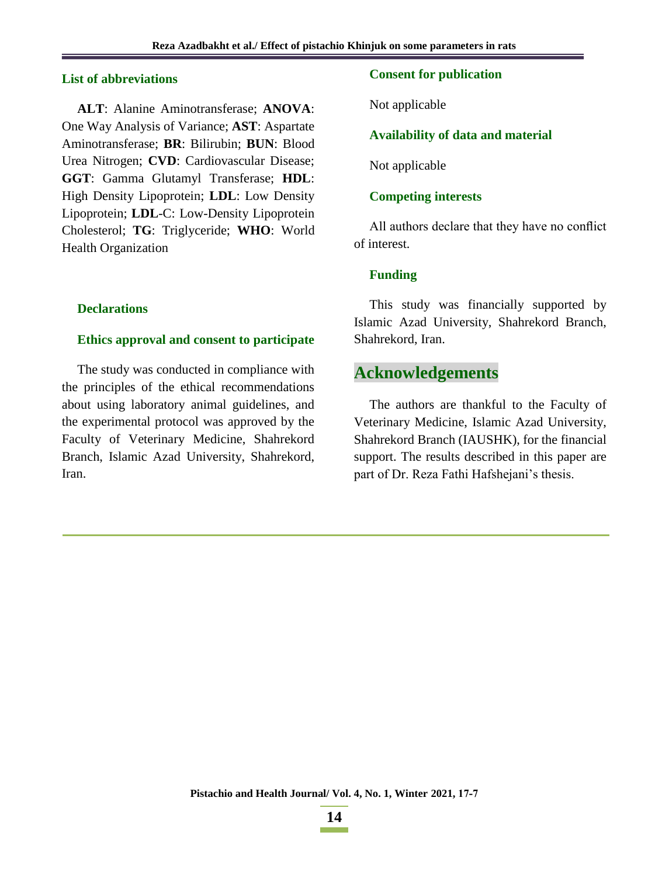## List of abbreviations

**ALT**: Alanine Aminotransferase; **ANOVA**: One Way Analysis of Variance; **AST**: Aspartate Aminotransferase; **BR**: Bilirubin; **BUN**: Blood Urea Nitrogen; **CVD**: Cardiovascular Disease; **GGT**: Gamma Glutamyl Transferase; **HDL**: High Density Lipoprotein; **LDL**: Low Density Lipoprotein; **LDL**-C: Low-Density Lipoprotein Cholesterol; **TG**: Triglyceride; **WHO**: World Health Organization

## Declarations

### Ethics approval and consent to participate

The study was conducted in compliance with the principles of the ethical recommendations about using laboratory animal guidelines, and the experimental protocol was approved by the Faculty of Veterinary Medicine, Shahrekord Branch, Islamic Azad University, Shahrekord, Iran.

### Consent for publication

Not applicable

### Availability of data and material

Not applicable

### Competing interests

All authors declare that they have no conflict of interest.

### Funding

This study was financially supported by Islamic Azad University, Shahrekord Branch, Shahrekord, Iran.

# Acknowledgements

The authors are thankful to the Faculty of Veterinary Medicine, Islamic Azad University, Shahrekord Branch (IAUSHK), for the financial support. The results described in this paper are part of Dr. Reza Fathi Hafshejani's thesis.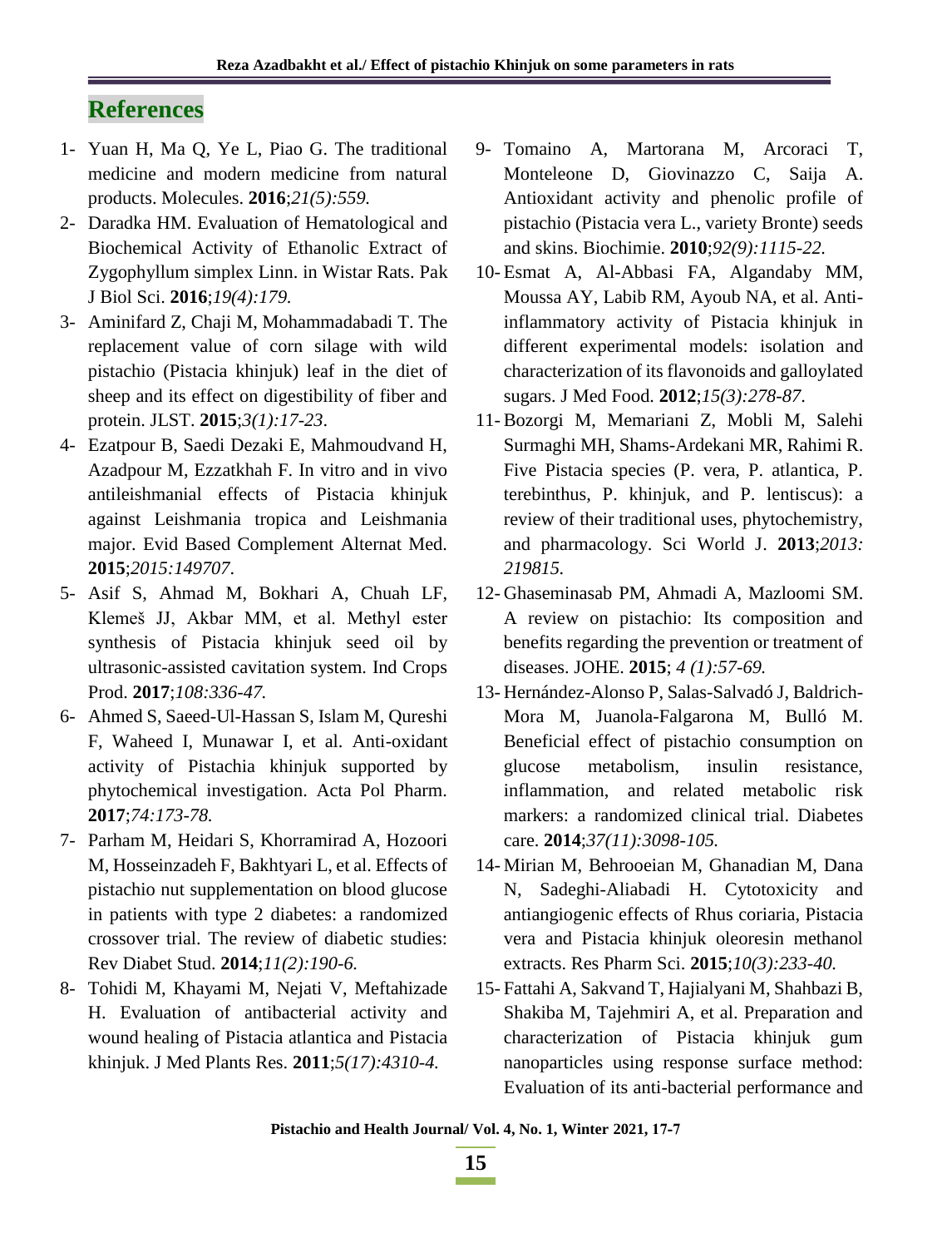## References

1- Yuan H, Ma Q, Ye L, Piao G. The traditional medicine and modern medicine from natural products. Molecules. **2016**;*21(5):559.*

2- Daradka HM. Evaluation of Hematological and Biochemical Activity of Ethanolic Extract of Zygophyllum simplex Linn. in Wistar Rats. Pak J Biol Sci. **2016**;*19(4):179.*

3- Aminifard Z, Chaji M, Mohammadabadi T. The replacement value of corn silage with wild pistachio (Pistacia khinjuk) leaf in the diet of sheep and its effect on digestibility of fiber and protein. JLST. **2015**;*3(1):17-23*.

4- Ezatpour B, Saedi Dezaki E, Mahmoudvand H, Azadpour M, Ezzatkhah F. In vitro and in vivo antileishmanial effects of Pistacia khinjuk against Leishmania tropica and Leishmania major. Evid Based Complement Alternat Med. **2015**;*2015:149707*.

5- Asif S, Ahmad M, Bokhari A, Chuah LF, Klemeš JJ, Akbar MM, et al. Methyl ester synthesis of Pistacia khinjuk seed oil by ultrasonic-assisted cavitation system. Ind Crops Prod. **2017**;*108:336-47.*

6- Ahmed S, Saeed-Ul-Hassan S, Islam M, Qureshi F, Waheed I, Munawar I, et al. Anti-oxidant activity of Pistachia khinjuk supported by phytochemical investigation. Acta Pol Pharm. **2017**;*74:173-78.*

7- Parham M, Heidari S, Khorramirad A, Hozoori M, Hosseinzadeh F, Bakhtyari L, et al. Effects of pistachio nut supplementation on blood glucose in patients with type 2 diabetes: a randomized crossover trial. The review of diabetic studies: Rev Diabet Stud. **2014**;*11(2):190-6.*

8- Tohidi M, Khayami M, Nejati V, Meftahizade H. Evaluation of antibacterial activity and wound healing of Pistacia atlantica and Pistacia khinjuk. J Med Plants Res. **2011**;*5(17):4310-4.*

9- Tomaino A, Martorana M, Arcoraci T, Monteleone D, Giovinazzo C, Saija A. Antioxidant activity and phenolic profile of pistachio (Pistacia vera L., variety Bronte) seeds and skins. Biochimie. **2010**;*92(9):1115-22.*

10- Esmat A, Al-Abbasi FA, Algandaby MM, Moussa AY, Labib RM, Ayoub NA, et al. Anti-inflammatory activity of Pistacia khinjuk in different experimental models: isolation and characterization of its flavonoids and galloylated sugars. J Med Food. **2012**;*15(3):278-87*.

11- Bozorgi M, Memariani Z, Mobli M, Salehi Surmaghi MH, Shams-Ardekani MR, Rahimi R. Five Pistacia species (P. vera, P. atlantica, P. terebinthus, P. khinjuk, and P. lentiscus): a review of their traditional uses, phytochemistry, and pharmacology. Sci World J. **2013**;*2013: 219815.*

12- Ghaseminasab PM, Ahmadi A, Mazloomi SM. A review on pistachio: Its composition and benefits regarding the prevention or treatment of diseases. JOHE. **2015**; *4 (1):57-69.*

13- Hernández-Alonso P, Salas-Salvadó J, Baldrich-Mora M, Juanola-Falgarona M, Bulló M. Beneficial effect of pistachio consumption on glucose metabolism, insulin resistance, inflammation, and related metabolic risk markers: a randomized clinical trial. Diabetes care. **2014**;*37(11):3098-105.*

14- Mirian M, Behrooeian M, Ghanadian M, Dana N, Sadeghi-Aliabadi H. Cytotoxicity and antiangiogenic effects of Rhus coriaria, Pistacia vera and Pistacia khinjuk oleoresin methanol extracts. Res Pharm Sci. **2015**;*10(3):233-40.*

15- Fattahi A, Sakvand T, Hajialyani M, Shahbazi B, Shakiba M, Tajehmiri A, et al. Preparation and characterization of Pistacia khinjuk gum nanoparticles using response surface method: Evaluation of its anti-bacterial performance and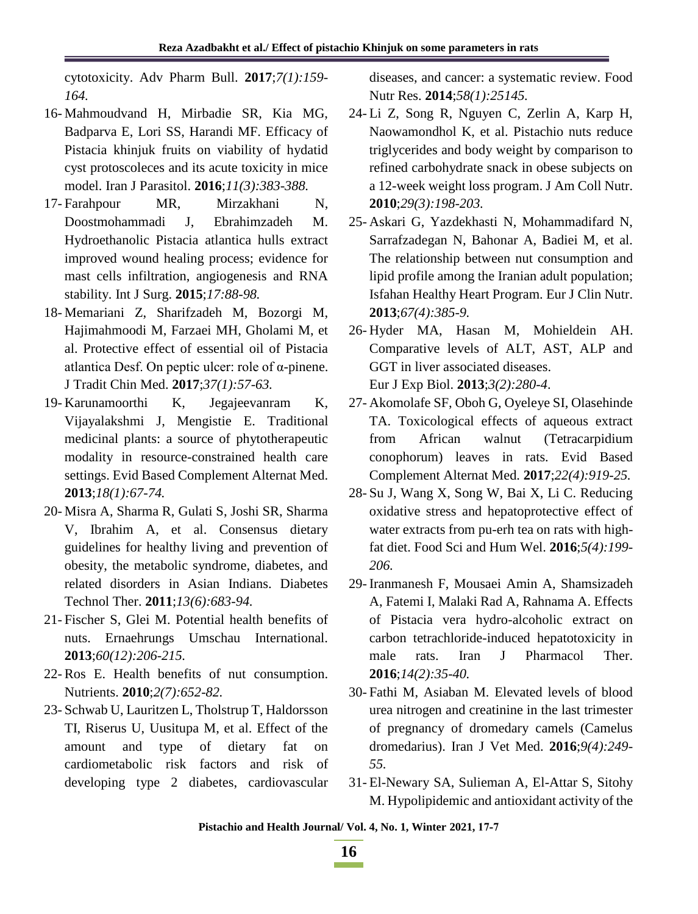cytotoxicity. Adv Pharm Bull. **2017**;*7(1):159-164.*

16- Mahmoudvand H, Mirbadie SR, Kia MG, Badparva E, Lori SS, Harandi MF. Efficacy of Pistacia khinjuk fruits on viability of hydatid cyst protoscoleces and its acute toxicity in mice model. Iran J Parasitol. **2016**;*11(3):383-388.*

17- Farahpour MR, Mirzakhani N, Doostmohammadi J, Ebrahimzadeh M. Hydroethanolic Pistacia atlantica hulls extract improved wound healing process; evidence for mast cells infiltration, angiogenesis and RNA stability. Int J Surg. **2015**;*17:88-98.*

18- Memariani Z, Sharifzadeh M, Bozorgi M, Hajimahmoodi M, Farzaei MH, Gholami M, et al. Protective effect of essential oil of Pistacia atlantica Desf. On peptic ulcer: role of α-pinene. J Tradit Chin Med. **2017**;*37(1):57-63.*

19- Karunamoorthi K, Jegajeevanram K, Vijayalakshmi J, Mengistie E. Traditional medicinal plants: a source of phytotherapeutic modality in resource-constrained health care settings. Evid Based Complement Alternat Med. **2013**;*18(1):67-74.*

20- Misra A, Sharma R, Gulati S, Joshi SR, Sharma V, Ibrahim A, et al. Consensus dietary guidelines for healthy living and prevention of obesity, the metabolic syndrome, diabetes, and related disorders in Asian Indians. Diabetes Technol Ther. **2011**;*13(6):683-94.*

21- Fischer S, Glei M. Potential health benefits of nuts. Ernaehrungs Umschau International. **2013**;*60(12):206-215.*

22- Ros E. Health benefits of nut consumption. Nutrients. **2010**;*2(7):652-82.*

23- Schwab U, Lauritzen L, Tholstrup T, Haldorsson TI, Riserus U, Uusitupa M, et al. Effect of the amount and type of dietary fat on cardiometabolic risk factors and risk of developing type 2 diabetes, cardiovascular diseases, and cancer: a systematic review. Food Nutr Res. **2014**;*58(1):25145.*

24- Li Z, Song R, Nguyen C, Zerlin A, Karp H, Naowamondhol K, et al. Pistachio nuts reduce triglycerides and body weight by comparison to refined carbohydrate snack in obese subjects on a 12-week weight loss program. J Am Coll Nutr. **2010**;*29(3):198-203.*

25- Askari G, Yazdekhasti N, Mohammadifard N, Sarrafzadegan N, Bahonar A, Badiei M, et al. The relationship between nut consumption and lipid profile among the Iranian adult population; Isfahan Healthy Heart Program. Eur J Clin Nutr. **2013**;*67(4):385-9.*

26- Hyder MA, Hasan M, Mohieldein AH. Comparative levels of ALT, AST, ALP and GGT in liver associated diseases. Eur J Exp Biol. **2013**;*3(2):280-4*.

27- Akomolafe SF, Oboh G, Oyeleye SI, Olasehinde TA. Toxicological effects of aqueous extract from African walnut (Tetracarpidium conophorum) leaves in rats. Evid Based Complement Alternat Med. **2017**;*22(4):919-25.*

28- Su J, Wang X, Song W, Bai X, Li C. Reducing oxidative stress and hepatoprotective effect of water extracts from pu-erh tea on rats with high-fat diet. Food Sci and Hum Wel. **2016**;*5(4):199-206.*

29- Iranmanesh F, Mousaei Amin A, Shamsizadeh A, Fatemi I, Malaki Rad A, Rahnama A. Effects of Pistacia vera hydro-alcoholic extract on carbon tetrachloride-induced hepatotoxicity in male rats. Iran J Pharmacol Ther. **2016**;*14(2):35-40.*

30- Fathi M, Asiaban M. Elevated levels of blood urea nitrogen and creatinine in the last trimester of pregnancy of dromedary camels (Camelus dromedarius). Iran J Vet Med. **2016**;*9(4):249-55.*

31- El-Newary SA, Sulieman A, El-Attar S, Sitohy M. Hypolipidemic and antioxidant activity of the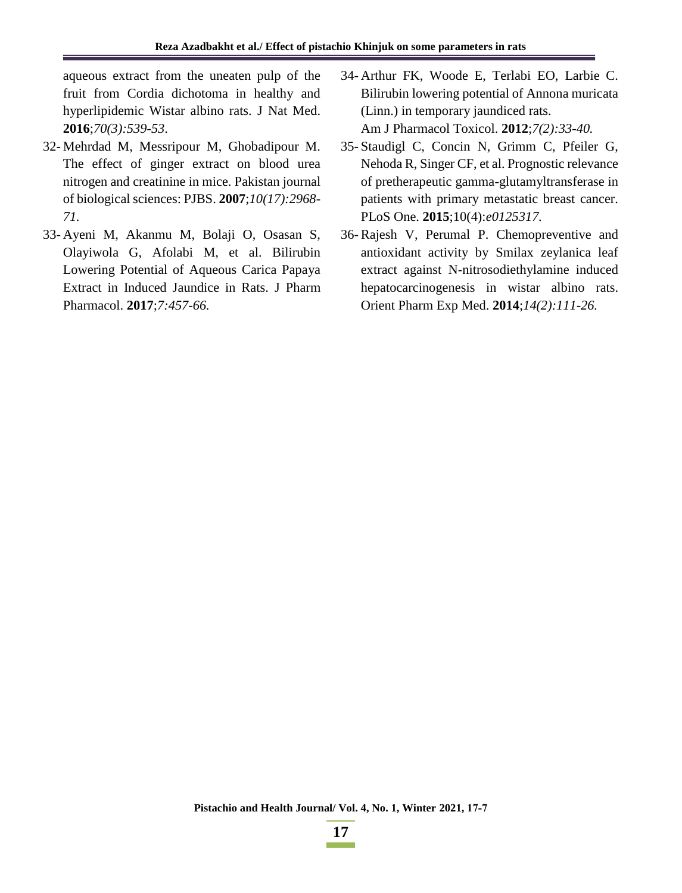aqueous extract from the uneaten pulp of the fruit from Cordia dichotoma in healthy and hyperlipidemic Wistar albino rats. J Nat Med. **2016**;*70(3):539-53*.

32- Mehrdad M, Messripour M, Ghobadipour M. The effect of ginger extract on blood urea nitrogen and creatinine in mice. Pakistan journal of biological sciences: PJBS. **2007**;*10(17):2968-71.*

33- Ayeni M, Akanmu M, Bolaji O, Osasan S, Olayiwola G, Afolabi M, et al. Bilirubin Lowering Potential of Aqueous Carica Papaya Extract in Induced Jaundice in Rats. J Pharm Pharmacol. **2017**;*7:457-66.*

34- Arthur FK, Woode E, Terlabi EO, Larbie C. Bilirubin lowering potential of Annona muricata (Linn.) in temporary jaundiced rats. Am J Pharmacol Toxicol. **2012**;*7(2):33-40.*

35- Staudigl C, Concin N, Grimm C, Pfeiler G, Nehoda R, Singer CF, et al. Prognostic relevance of pretherapeutic gamma-glutamyltransferase in patients with primary metastatic breast cancer. PLoS One. **2015**;10(4):*e0125317.*

36- Rajesh V, Perumal P. Chemopreventive and antioxidant activity by Smilax zeylanica leaf extract against N-nitrosodiethylamine induced hepatocarcinogenesis in wistar albino rats. Orient Pharm Exp Med. **2014**;*14(2):111-26.*